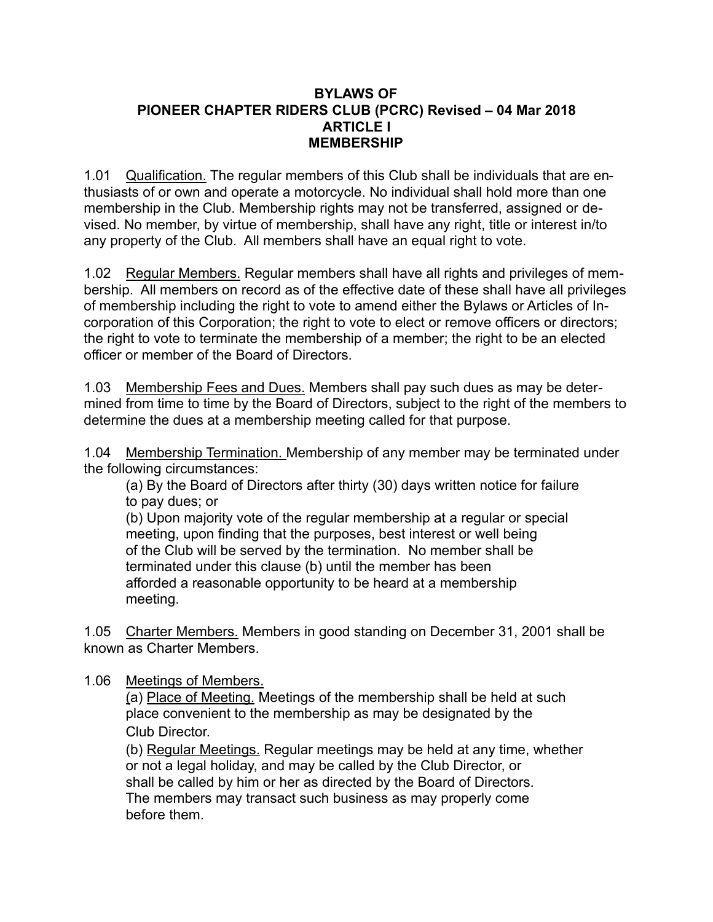# BYLAWS OF
# PIONEER CHAPTER RIDERS CLUB (PCRC) Revised – 04 Mar 2018
## ARTICLE I
## MEMBERSHIP

1.01 Qualification. The regular members of this Club shall be individuals that are enthusiasts of or own and operate a motorcycle. No individual shall hold more than one membership in the Club. Membership rights may not be transferred, assigned or devised. No member, by virtue of membership, shall have any right, title or interest in/to any property of the Club. All members shall have an equal right to vote.

1.02 Regular Members. Regular members shall have all rights and privileges of membership. All members on record as of the effective date of these shall have all privileges of membership including the right to vote to amend either the Bylaws or Articles of Incorporation of this Corporation; the right to vote to elect or remove officers or directors; the right to vote to terminate the membership of a member; the right to be an elected officer or member of the Board of Directors.

1.03 Membership Fees and Dues. Members shall pay such dues as may be determined from time to time by the Board of Directors, subject to the right of the members to determine the dues at a membership meeting called for that purpose.

1.04 Membership Termination. Membership of any member may be terminated under the following circumstances:

(a) By the Board of Directors after thirty (30) days written notice for failure to pay dues; or

(b) Upon majority vote of the regular membership at a regular or special meeting, upon finding that the purposes, best interest or well being of the Club will be served by the termination. No member shall be terminated under this clause (b) until the member has been afforded a reasonable opportunity to be heard at a membership meeting.

1.05 Charter Members. Members in good standing on December 31, 2001 shall be known as Charter Members.

1.06 Meetings of Members.

(a) Place of Meeting. Meetings of the membership shall be held at such place convenient to the membership as may be designated by the Club Director.

(b) Regular Meetings. Regular meetings may be held at any time, whether or not a legal holiday, and may be called by the Club Director, or shall be called by him or her as directed by the Board of Directors. The members may transact such business as may properly come before them.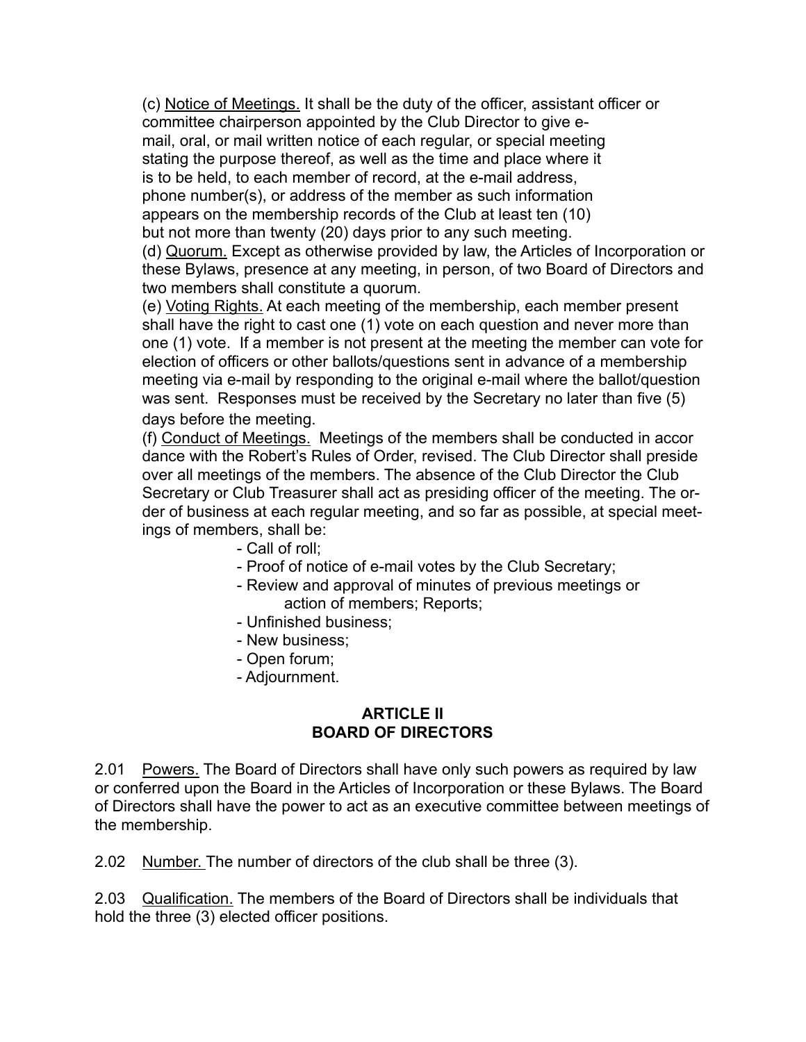(c) Notice of Meetings. It shall be the duty of the officer, assistant officer or committee chairperson appointed by the Club Director to give e-mail, oral, or mail written notice of each regular, or special meeting stating the purpose thereof, as well as the time and place where it is to be held, to each member of record, at the e-mail address, phone number(s), or address of the member as such information appears on the membership records of the Club at least ten (10) but not more than twenty (20) days prior to any such meeting.

(d) Quorum. Except as otherwise provided by law, the Articles of Incorporation or these Bylaws, presence at any meeting, in person, of two Board of Directors and two members shall constitute a quorum.

(e) Voting Rights. At each meeting of the membership, each member present shall have the right to cast one (1) vote on each question and never more than one (1) vote. If a member is not present at the meeting the member can vote for election of officers or other ballots/questions sent in advance of a membership meeting via e-mail by responding to the original e-mail where the ballot/question was sent. Responses must be received by the Secretary no later than five (5) days before the meeting.

(f) Conduct of Meetings. Meetings of the members shall be conducted in accordance with the Robert's Rules of Order, revised. The Club Director shall preside over all meetings of the members. The absence of the Club Director the Club Secretary or Club Treasurer shall act as presiding officer of the meeting. The order of business at each regular meeting, and so far as possible, at special meetings of members, shall be:

- Call of roll;
- Proof of notice of e-mail votes by the Club Secretary;
- Review and approval of minutes of previous meetings or action of members; Reports;
- Unfinished business;
- New business;
- Open forum;
- Adjournment.

## ARTICLE II
## BOARD OF DIRECTORS

2.01 Powers. The Board of Directors shall have only such powers as required by law or conferred upon the Board in the Articles of Incorporation or these Bylaws. The Board of Directors shall have the power to act as an executive committee between meetings of the membership.

2.02 Number. The number of directors of the club shall be three (3).

2.03 Qualification. The members of the Board of Directors shall be individuals that hold the three (3) elected officer positions.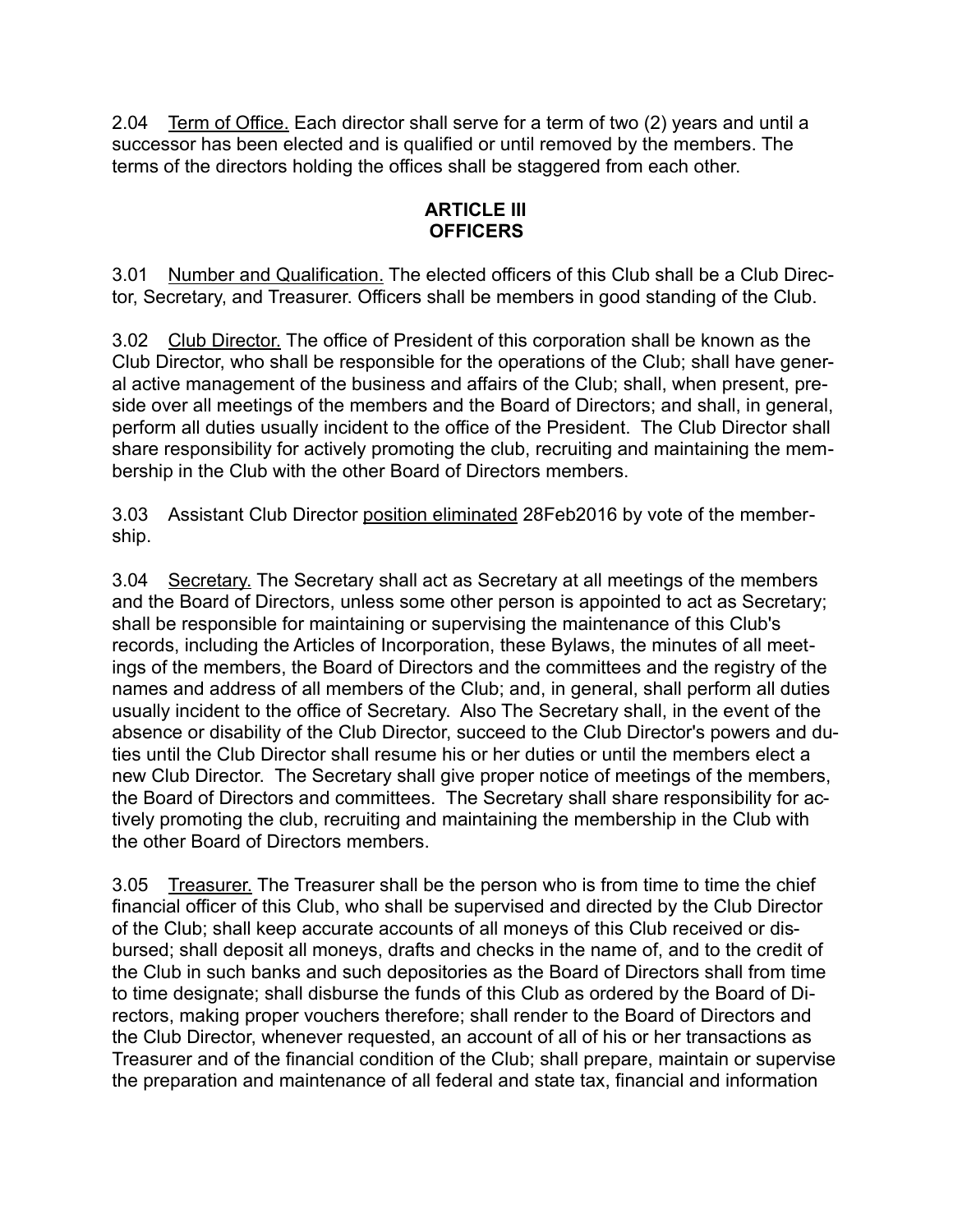2.04 Term of Office. Each director shall serve for a term of two (2) years and until a successor has been elected and is qualified or until removed by the members. The terms of the directors holding the offices shall be staggered from each other.

## ARTICLE III
## OFFICERS

3.01 Number and Qualification. The elected officers of this Club shall be a Club Director, Secretary, and Treasurer. Officers shall be members in good standing of the Club.

3.02 Club Director. The office of President of this corporation shall be known as the Club Director, who shall be responsible for the operations of the Club; shall have general active management of the business and affairs of the Club; shall, when present, preside over all meetings of the members and the Board of Directors; and shall, in general, perform all duties usually incident to the office of the President. The Club Director shall share responsibility for actively promoting the club, recruiting and maintaining the membership in the Club with the other Board of Directors members.

3.03 Assistant Club Director position eliminated 28Feb2016 by vote of the membership.

3.04 Secretary. The Secretary shall act as Secretary at all meetings of the members and the Board of Directors, unless some other person is appointed to act as Secretary; shall be responsible for maintaining or supervising the maintenance of this Club's records, including the Articles of Incorporation, these Bylaws, the minutes of all meetings of the members, the Board of Directors and the committees and the registry of the names and address of all members of the Club; and, in general, shall perform all duties usually incident to the office of Secretary. Also The Secretary shall, in the event of the absence or disability of the Club Director, succeed to the Club Director's powers and duties until the Club Director shall resume his or her duties or until the members elect a new Club Director. The Secretary shall give proper notice of meetings of the members, the Board of Directors and committees. The Secretary shall share responsibility for actively promoting the club, recruiting and maintaining the membership in the Club with the other Board of Directors members.

3.05 Treasurer. The Treasurer shall be the person who is from time to time the chief financial officer of this Club, who shall be supervised and directed by the Club Director of the Club; shall keep accurate accounts of all moneys of this Club received or disbursed; shall deposit all moneys, drafts and checks in the name of, and to the credit of the Club in such banks and such depositories as the Board of Directors shall from time to time designate; shall disburse the funds of this Club as ordered by the Board of Directors, making proper vouchers therefore; shall render to the Board of Directors and the Club Director, whenever requested, an account of all of his or her transactions as Treasurer and of the financial condition of the Club; shall prepare, maintain or supervise the preparation and maintenance of all federal and state tax, financial and information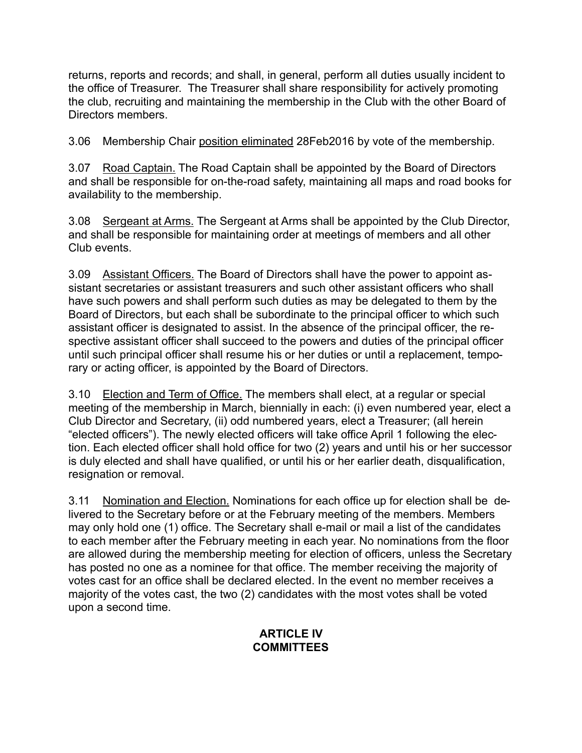returns, reports and records; and shall, in general, perform all duties usually incident to the office of Treasurer. The Treasurer shall share responsibility for actively promoting the club, recruiting and maintaining the membership in the Club with the other Board of Directors members.

3.06 Membership Chair <u>position eliminated</u> 28Feb2016 by vote of the membership.

3.07 <u>Road Captain.</u> The Road Captain shall be appointed by the Board of Directors and shall be responsible for on-the-road safety, maintaining all maps and road books for availability to the membership.

3.08 <u>Sergeant at Arms.</u> The Sergeant at Arms shall be appointed by the Club Director, and shall be responsible for maintaining order at meetings of members and all other Club events.

3.09 <u>Assistant Officers.</u> The Board of Directors shall have the power to appoint assistant secretaries or assistant treasurers and such other assistant officers who shall have such powers and shall perform such duties as may be delegated to them by the Board of Directors, but each shall be subordinate to the principal officer to which such assistant officer is designated to assist. In the absence of the principal officer, the respective assistant officer shall succeed to the powers and duties of the principal officer until such principal officer shall resume his or her duties or until a replacement, temporary or acting officer, is appointed by the Board of Directors.

3.10 <u>Election and Term of Office.</u> The members shall elect, at a regular or special meeting of the membership in March, biennially in each: (i) even numbered year, elect a Club Director and Secretary, (ii) odd numbered years, elect a Treasurer; (all herein "elected officers"). The newly elected officers will take office April 1 following the election. Each elected officer shall hold office for two (2) years and until his or her successor is duly elected and shall have qualified, or until his or her earlier death, disqualification, resignation or removal.

3.11 <u>Nomination and Election.</u> Nominations for each office up for election shall be delivered to the Secretary before or at the February meeting of the members. Members may only hold one (1) office. The Secretary shall e-mail or mail a list of the candidates to each member after the February meeting in each year. No nominations from the floor are allowed during the membership meeting for election of officers, unless the Secretary has posted no one as a nominee for that office. The member receiving the majority of votes cast for an office shall be declared elected. In the event no member receives a majority of the votes cast, the two (2) candidates with the most votes shall be voted upon a second time.

## ARTICLE IV
## COMMITTEES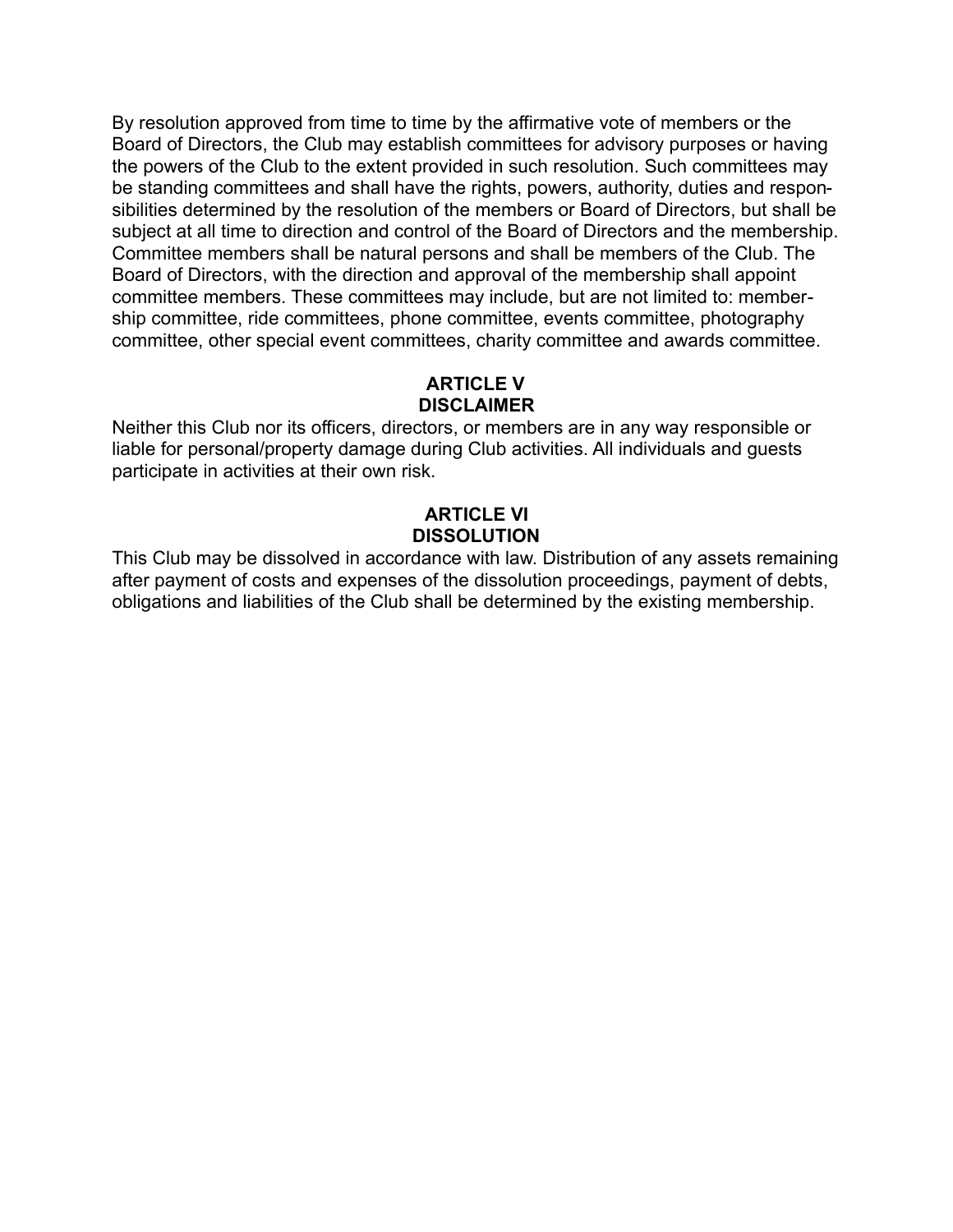By resolution approved from time to time by the affirmative vote of members or the Board of Directors, the Club may establish committees for advisory purposes or having the powers of the Club to the extent provided in such resolution. Such committees may be standing committees and shall have the rights, powers, authority, duties and responsibilities determined by the resolution of the members or Board of Directors, but shall be subject at all time to direction and control of the Board of Directors and the membership. Committee members shall be natural persons and shall be members of the Club. The Board of Directors, with the direction and approval of the membership shall appoint committee members. These committees may include, but are not limited to: membership committee, ride committees, phone committee, events committee, photography committee, other special event committees, charity committee and awards committee.

## ARTICLE V
## DISCLAIMER

Neither this Club nor its officers, directors, or members are in any way responsible or liable for personal/property damage during Club activities. All individuals and guests participate in activities at their own risk.

## ARTICLE VI
## DISSOLUTION

This Club may be dissolved in accordance with law. Distribution of any assets remaining after payment of costs and expenses of the dissolution proceedings, payment of debts, obligations and liabilities of the Club shall be determined by the existing membership.